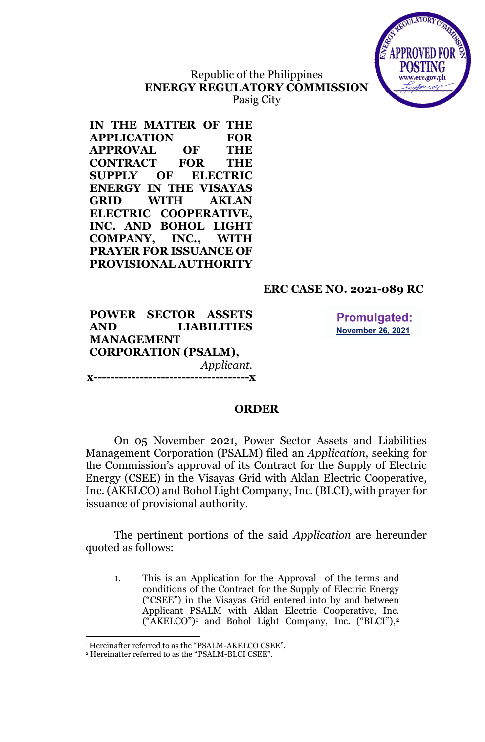Republic of the Philippines
**ENERGY REGULATORY COMMISSION**
Pasig City

**IN THE MATTER OF THE APPLICATION FOR APPROVAL OF THE CONTRACT FOR THE SUPPLY OF ELECTRIC ENERGY IN THE VISAYAS GRID WITH AKLAN ELECTRIC COOPERATIVE, INC. AND BOHOL LIGHT COMPANY, INC., WITH PRAYER FOR ISSUANCE OF PROVISIONAL AUTHORITY**

**ERC CASE NO. 2021-089 RC**

**POWER SECTOR ASSETS AND LIABILITIES MANAGEMENT CORPORATION (PSALM),**
*Applicant.*

**Promulgated:**
**November 26, 2021**

x-------------------------------------x

## ORDER

On 05 November 2021, Power Sector Assets and Liabilities Management Corporation (PSALM) filed an *Application*, seeking for the Commission's approval of its Contract for the Supply of Electric Energy (CSEE) in the Visayas Grid with Aklan Electric Cooperative, Inc. (AKELCO) and Bohol Light Company, Inc. (BLCI), with prayer for issuance of provisional authority.

The pertinent portions of the said *Application* are hereunder quoted as follows:

1. This is an Application for the Approval of the terms and conditions of the Contract for the Supply of Electric Energy ("CSEE") in the Visayas Grid entered into by and between Applicant PSALM with Aklan Electric Cooperative, Inc. ("AKELCO")[1] and Bohol Light Company, Inc. ("BLCI"),[2]

[1] Hereinafter referred to as the "PSALM-AKELCO CSEE".
[2] Hereinafter referred to as the "PSALM-BLCI CSEE".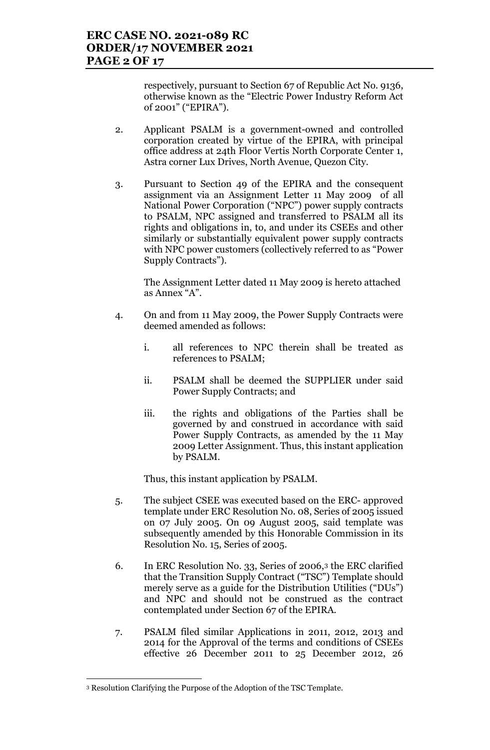respectively, pursuant to Section 67 of Republic Act No. 9136, otherwise known as the "Electric Power Industry Reform Act of 2001" ("EPIRA").

2. Applicant PSALM is a government-owned and controlled corporation created by virtue of the EPIRA, with principal office address at 24th Floor Vertis North Corporate Center 1, Astra corner Lux Drives, North Avenue, Quezon City.

3. Pursuant to Section 49 of the EPIRA and the consequent assignment via an Assignment Letter 11 May 2009 of all National Power Corporation ("NPC") power supply contracts to PSALM, NPC assigned and transferred to PSALM all its rights and obligations in, to, and under its CSEEs and other similarly or substantially equivalent power supply contracts with NPC power customers (collectively referred to as "Power Supply Contracts").

   The Assignment Letter dated 11 May 2009 is hereto attached as Annex "A".

4. On and from 11 May 2009, the Power Supply Contracts were deemed amended as follows:

   i. all references to NPC therein shall be treated as references to PSALM;

   ii. PSALM shall be deemed the SUPPLIER under said Power Supply Contracts; and

   iii. the rights and obligations of the Parties shall be governed by and construed in accordance with said Power Supply Contracts, as amended by the 11 May 2009 Letter Assignment. Thus, this instant application by PSALM.

   Thus, this instant application by PSALM.

5. The subject CSEE was executed based on the ERC- approved template under ERC Resolution No. 08, Series of 2005 issued on 07 July 2005. On 09 August 2005, said template was subsequently amended by this Honorable Commission in its Resolution No. 15, Series of 2005.

6. In ERC Resolution No. 33, Series of 2006,[3] the ERC clarified that the Transition Supply Contract ("TSC") Template should merely serve as a guide for the Distribution Utilities ("DUs") and NPC and should not be construed as the contract contemplated under Section 67 of the EPIRA.

7. PSALM filed similar Applications in 2011, 2012, 2013 and 2014 for the Approval of the terms and conditions of CSEEs effective 26 December 2011 to 25 December 2012, 26

[3] Resolution Clarifying the Purpose of the Adoption of the TSC Template.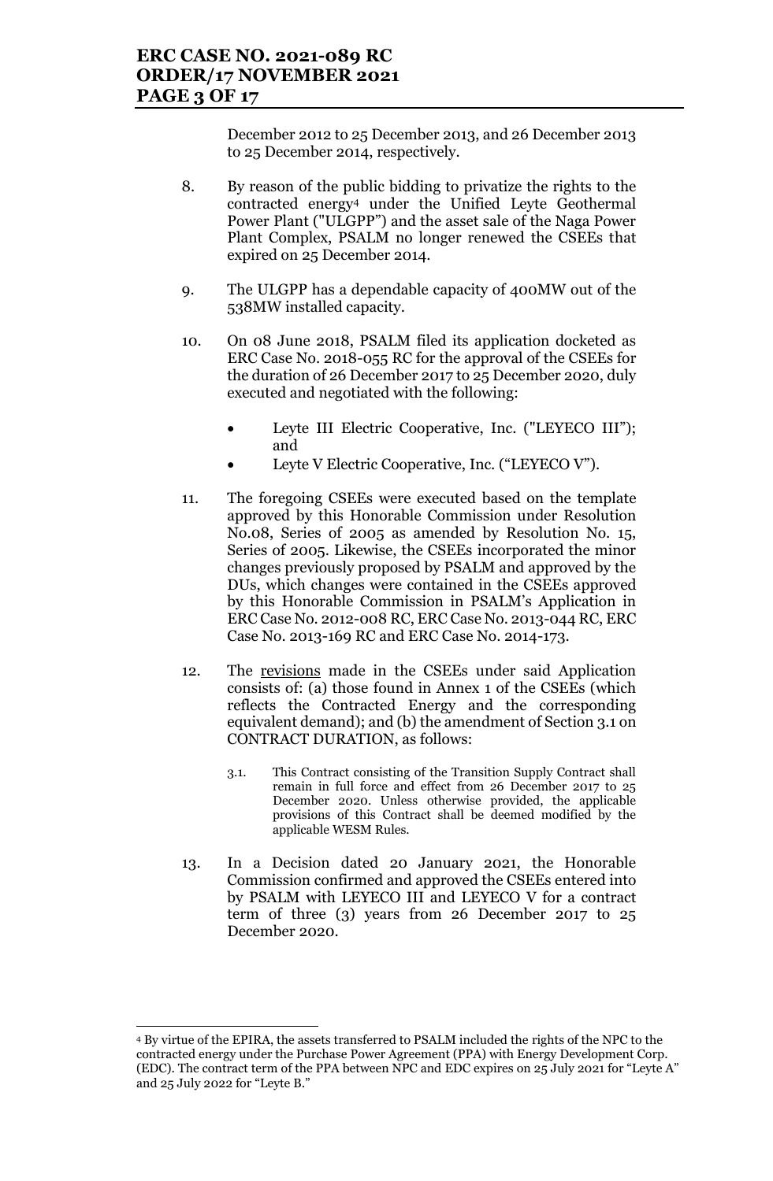December 2012 to 25 December 2013, and 26 December 2013 to 25 December 2014, respectively.

8. By reason of the public bidding to privatize the rights to the contracted energy[4] under the Unified Leyte Geothermal Power Plant ("ULGPP") and the asset sale of the Naga Power Plant Complex, PSALM no longer renewed the CSEEs that expired on 25 December 2014.

9. The ULGPP has a dependable capacity of 400MW out of the 538MW installed capacity.

10. On 08 June 2018, PSALM filed its application docketed as ERC Case No. 2018-055 RC for the approval of the CSEEs for the duration of 26 December 2017 to 25 December 2020, duly executed and negotiated with the following:

    - Leyte III Electric Cooperative, Inc. ("LEYECO III"); and
    - Leyte V Electric Cooperative, Inc. ("LEYECO V").

11. The foregoing CSEEs were executed based on the template approved by this Honorable Commission under Resolution No.08, Series of 2005 as amended by Resolution No. 15, Series of 2005. Likewise, the CSEEs incorporated the minor changes previously proposed by PSALM and approved by the DUs, which changes were contained in the CSEEs approved by this Honorable Commission in PSALM's Application in ERC Case No. 2012-008 RC, ERC Case No. 2013-044 RC, ERC Case No. 2013-169 RC and ERC Case No. 2014-173.

12. The revisions made in the CSEEs under said Application consists of: (a) those found in Annex 1 of the CSEEs (which reflects the Contracted Energy and the corresponding equivalent demand); and (b) the amendment of Section 3.1 on CONTRACT DURATION, as follows:

    > 3.1. This Contract consisting of the Transition Supply Contract shall remain in full force and effect from 26 December 2017 to 25 December 2020. Unless otherwise provided, the applicable provisions of this Contract shall be deemed modified by the applicable WESM Rules.

13. In a Decision dated 20 January 2021, the Honorable Commission confirmed and approved the CSEEs entered into by PSALM with LEYECO III and LEYECO V for a contract term of three (3) years from 26 December 2017 to 25 December 2020.

---

[4] By virtue of the EPIRA, the assets transferred to PSALM included the rights of the NPC to the contracted energy under the Purchase Power Agreement (PPA) with Energy Development Corp. (EDC). The contract term of the PPA between NPC and EDC expires on 25 July 2021 for "Leyte A" and 25 July 2022 for "Leyte B."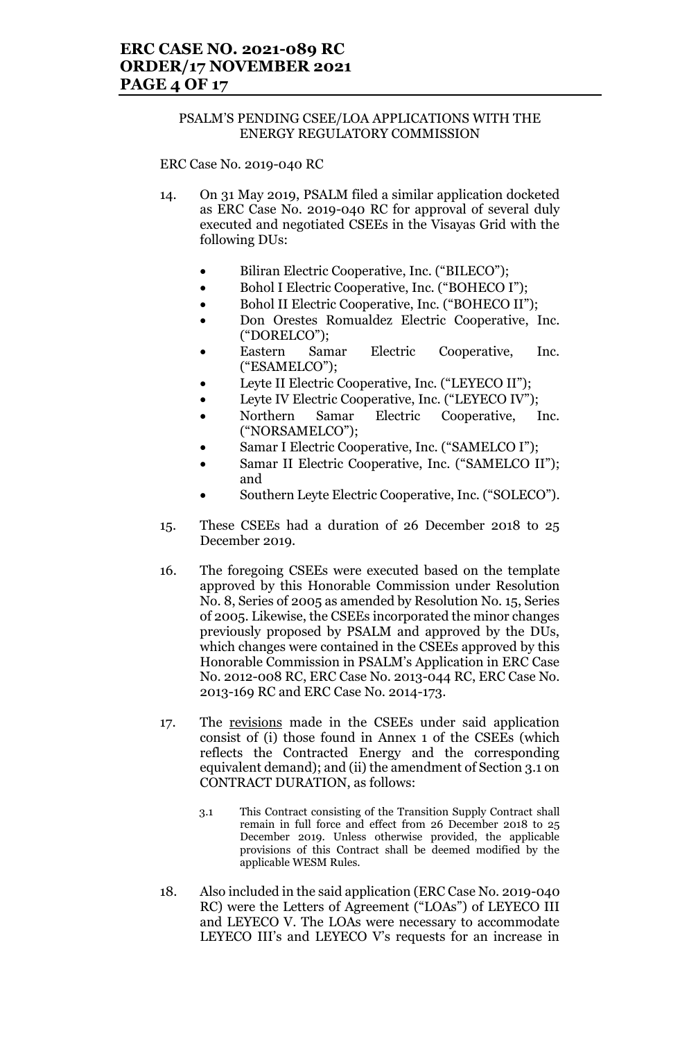PSALM'S PENDING CSEE/LOA APPLICATIONS WITH THE ENERGY REGULATORY COMMISSION

ERC Case No. 2019-040 RC

14. On 31 May 2019, PSALM filed a similar application docketed as ERC Case No. 2019-040 RC for approval of several duly executed and negotiated CSEEs in the Visayas Grid with the following DUs:

    - Biliran Electric Cooperative, Inc. ("BILECO");
    - Bohol I Electric Cooperative, Inc. ("BOHECO I");
    - Bohol II Electric Cooperative, Inc. ("BOHECO II");
    - Don Orestes Romualdez Electric Cooperative, Inc. ("DORELCO");
    - Eastern Samar Electric Cooperative, Inc. ("ESAMELCO");
    - Leyte II Electric Cooperative, Inc. ("LEYECO II");
    - Leyte IV Electric Cooperative, Inc. ("LEYECO IV");
    - Northern Samar Electric Cooperative, Inc. ("NORSAMELCO");
    - Samar I Electric Cooperative, Inc. ("SAMELCO I");
    - Samar II Electric Cooperative, Inc. ("SAMELCO II"); and
    - Southern Leyte Electric Cooperative, Inc. ("SOLECO").

15. These CSEEs had a duration of 26 December 2018 to 25 December 2019.

16. The foregoing CSEEs were executed based on the template approved by this Honorable Commission under Resolution No. 8, Series of 2005 as amended by Resolution No. 15, Series of 2005. Likewise, the CSEEs incorporated the minor changes previously proposed by PSALM and approved by the DUs, which changes were contained in the CSEEs approved by this Honorable Commission in PSALM's Application in ERC Case No. 2012-008 RC, ERC Case No. 2013-044 RC, ERC Case No. 2013-169 RC and ERC Case No. 2014-173.

17. The <u>revisions</u> made in the CSEEs under said application consist of (i) those found in Annex 1 of the CSEEs (which reflects the Contracted Energy and the corresponding equivalent demand); and (ii) the amendment of Section 3.1 on CONTRACT DURATION, as follows:

    > 3.1 This Contract consisting of the Transition Supply Contract shall remain in full force and effect from 26 December 2018 to 25 December 2019. Unless otherwise provided, the applicable provisions of this Contract shall be deemed modified by the applicable WESM Rules.

18. Also included in the said application (ERC Case No. 2019-040 RC) were the Letters of Agreement ("LOAs") of LEYECO III and LEYECO V. The LOAs were necessary to accommodate LEYECO III's and LEYECO V's requests for an increase in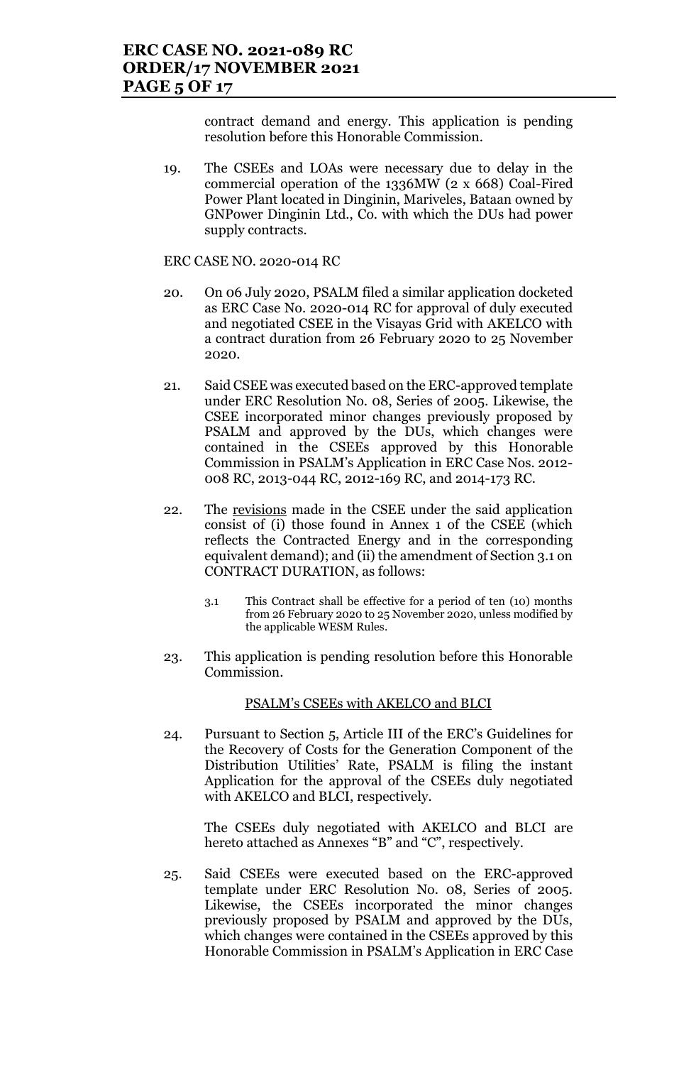contract demand and energy. This application is pending resolution before this Honorable Commission.

19. The CSEEs and LOAs were necessary due to delay in the commercial operation of the 1336MW (2 x 668) Coal-Fired Power Plant located in Dinginin, Mariveles, Bataan owned by GNPower Dinginin Ltd., Co. with which the DUs had power supply contracts.

ERC CASE NO. 2020-014 RC

20. On 06 July 2020, PSALM filed a similar application docketed as ERC Case No. 2020-014 RC for approval of duly executed and negotiated CSEE in the Visayas Grid with AKELCO with a contract duration from 26 February 2020 to 25 November 2020.

21. Said CSEE was executed based on the ERC-approved template under ERC Resolution No. 08, Series of 2005. Likewise, the CSEE incorporated minor changes previously proposed by PSALM and approved by the DUs, which changes were contained in the CSEEs approved by this Honorable Commission in PSALM's Application in ERC Case Nos. 2012-008 RC, 2013-044 RC, 2012-169 RC, and 2014-173 RC.

22. The <u>revisions</u> made in the CSEE under the said application consist of (i) those found in Annex 1 of the CSEE (which reflects the Contracted Energy and in the corresponding equivalent demand); and (ii) the amendment of Section 3.1 on CONTRACT DURATION, as follows:

    3.1 This Contract shall be effective for a period of ten (10) months from 26 February 2020 to 25 November 2020, unless modified by the applicable WESM Rules.

23. This application is pending resolution before this Honorable Commission.

<u>PSALM's CSEEs with AKELCO and BLCI</u>

24. Pursuant to Section 5, Article III of the ERC's Guidelines for the Recovery of Costs for the Generation Component of the Distribution Utilities' Rate, PSALM is filing the instant Application for the approval of the CSEEs duly negotiated with AKELCO and BLCI, respectively.

    The CSEEs duly negotiated with AKELCO and BLCI are hereto attached as Annexes "B" and "C", respectively.

25. Said CSEEs were executed based on the ERC-approved template under ERC Resolution No. 08, Series of 2005. Likewise, the CSEEs incorporated the minor changes previously proposed by PSALM and approved by the DUs, which changes were contained in the CSEEs approved by this Honorable Commission in PSALM's Application in ERC Case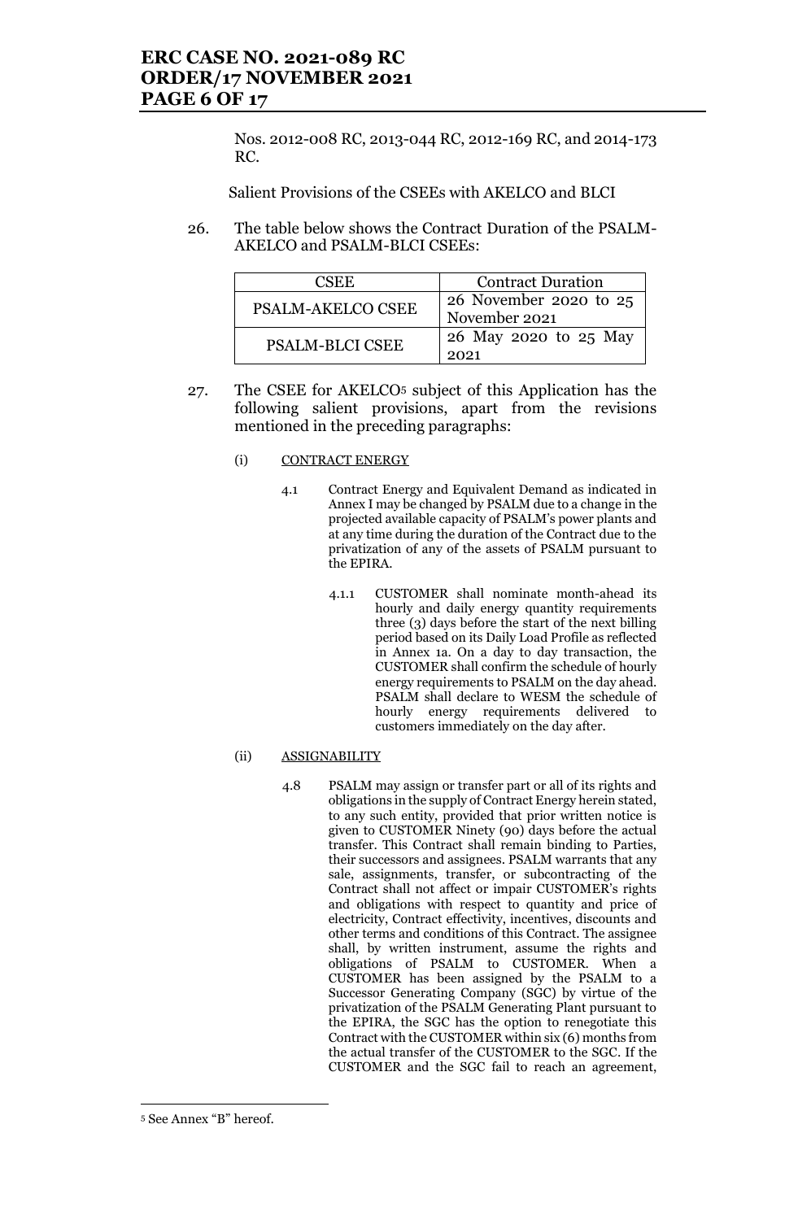Nos. 2012-008 RC, 2013-044 RC, 2012-169 RC, and 2014-173 RC.

Salient Provisions of the CSEEs with AKELCO and BLCI

26. The table below shows the Contract Duration of the PSALM-AKELCO and PSALM-BLCI CSEEs:

| CSEE | Contract Duration |
|---|---|
| PSALM-AKELCO CSEE | 26 November 2020 to 25 November 2021 |
| PSALM-BLCI CSEE | 26 May 2020 to 25 May 2021 |

27. The CSEE for AKELCO[5] subject of this Application has the following salient provisions, apart from the revisions mentioned in the preceding paragraphs:

(i) CONTRACT ENERGY

4.1 Contract Energy and Equivalent Demand as indicated in Annex I may be changed by PSALM due to a change in the projected available capacity of PSALM's power plants and at any time during the duration of the Contract due to the privatization of any of the assets of PSALM pursuant to the EPIRA.

4.1.1 CUSTOMER shall nominate month-ahead its hourly and daily energy quantity requirements three (3) days before the start of the next billing period based on its Daily Load Profile as reflected in Annex 1a. On a day to day transaction, the CUSTOMER shall confirm the schedule of hourly energy requirements to PSALM on the day ahead. PSALM shall declare to WESM the schedule of hourly energy requirements delivered to customers immediately on the day after.

(ii) ASSIGNABILITY

4.8 PSALM may assign or transfer part or all of its rights and obligations in the supply of Contract Energy herein stated, to any such entity, provided that prior written notice is given to CUSTOMER Ninety (90) days before the actual transfer. This Contract shall remain binding to Parties, their successors and assignees. PSALM warrants that any sale, assignments, transfer, or subcontracting of the Contract shall not affect or impair CUSTOMER's rights and obligations with respect to quantity and price of electricity, Contract effectivity, incentives, discounts and other terms and conditions of this Contract. The assignee shall, by written instrument, assume the rights and obligations of PSALM to CUSTOMER. When a CUSTOMER has been assigned by the PSALM to a Successor Generating Company (SGC) by virtue of the privatization of the PSALM Generating Plant pursuant to the EPIRA, the SGC has the option to renegotiate this Contract with the CUSTOMER within six (6) months from the actual transfer of the CUSTOMER to the SGC. If the CUSTOMER and the SGC fail to reach an agreement,

[5] See Annex "B" hereof.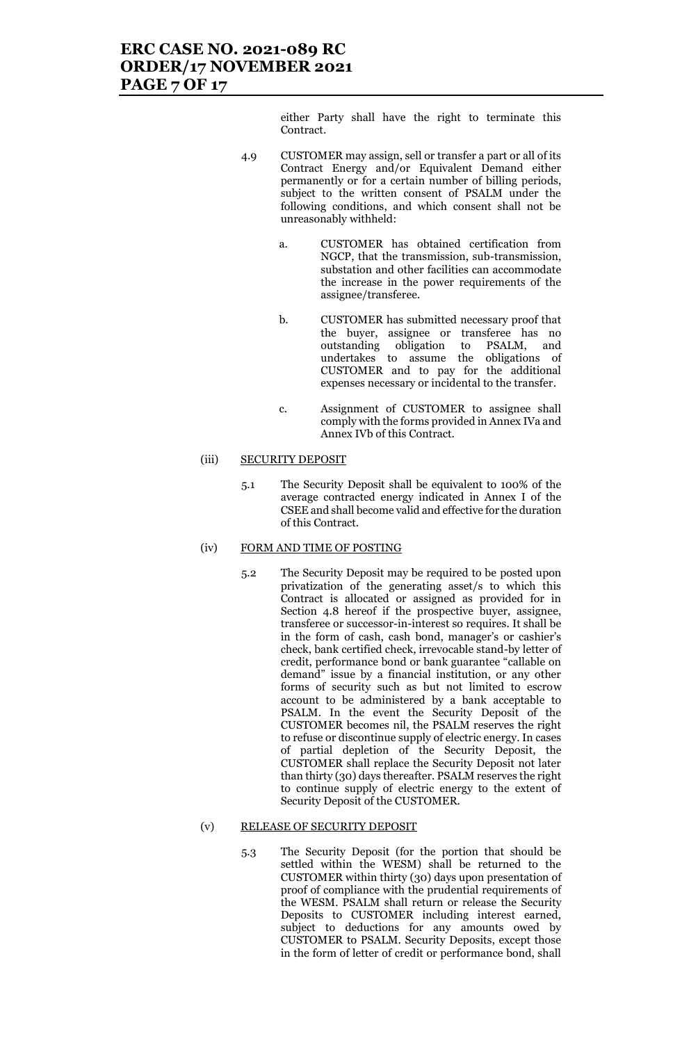either Party shall have the right to terminate this Contract.

4.9 CUSTOMER may assign, sell or transfer a part or all of its Contract Energy and/or Equivalent Demand either permanently or for a certain number of billing periods, subject to the written consent of PSALM under the following conditions, and which consent shall not be unreasonably withheld:

a. CUSTOMER has obtained certification from NGCP, that the transmission, sub-transmission, substation and other facilities can accommodate the increase in the power requirements of the assignee/transferee.

b. CUSTOMER has submitted necessary proof that the buyer, assignee or transferee has no outstanding obligation to PSALM, and undertakes to assume the obligations of CUSTOMER and to pay for the additional expenses necessary or incidental to the transfer.

c. Assignment of CUSTOMER to assignee shall comply with the forms provided in Annex IVa and Annex IVb of this Contract.

(iii) <u>SECURITY DEPOSIT</u>

5.1 The Security Deposit shall be equivalent to 100% of the average contracted energy indicated in Annex I of the CSEE and shall become valid and effective for the duration of this Contract.

(iv) <u>FORM AND TIME OF POSTING</u>

5.2 The Security Deposit may be required to be posted upon privatization of the generating asset/s to which this Contract is allocated or assigned as provided for in Section 4.8 hereof if the prospective buyer, assignee, transferee or successor-in-interest so requires. It shall be in the form of cash, cash bond, manager's or cashier's check, bank certified check, irrevocable stand-by letter of credit, performance bond or bank guarantee "callable on demand" issue by a financial institution, or any other forms of security such as but not limited to escrow account to be administered by a bank acceptable to PSALM. In the event the Security Deposit of the CUSTOMER becomes nil, the PSALM reserves the right to refuse or discontinue supply of electric energy. In cases of partial depletion of the Security Deposit, the CUSTOMER shall replace the Security Deposit not later than thirty (30) days thereafter. PSALM reserves the right to continue supply of electric energy to the extent of Security Deposit of the CUSTOMER.

(v) <u>RELEASE OF SECURITY DEPOSIT</u>

5.3 The Security Deposit (for the portion that should be settled within the WESM) shall be returned to the CUSTOMER within thirty (30) days upon presentation of proof of compliance with the prudential requirements of the WESM. PSALM shall return or release the Security Deposits to CUSTOMER including interest earned, subject to deductions for any amounts owed by CUSTOMER to PSALM. Security Deposits, except those in the form of letter of credit or performance bond, shall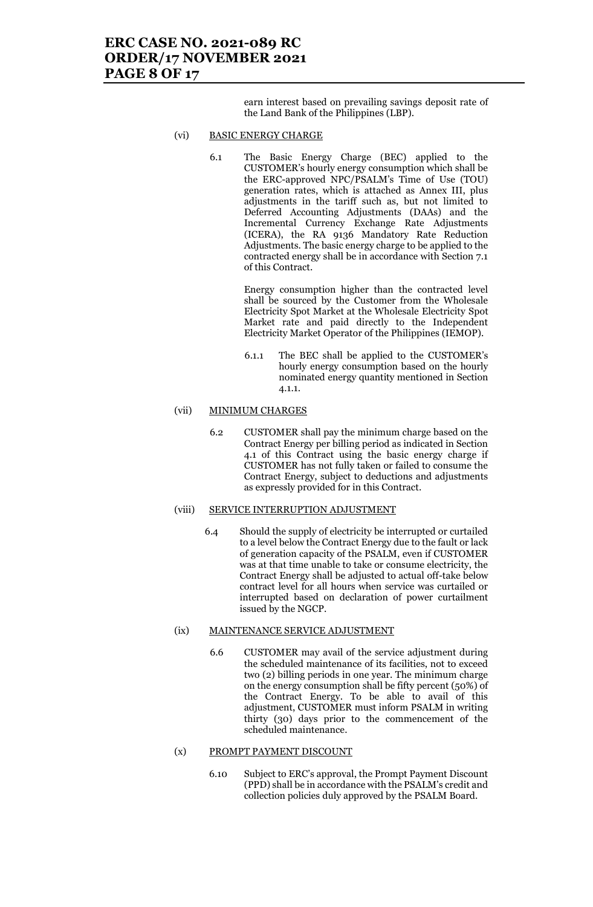earn interest based on prevailing savings deposit rate of the Land Bank of the Philippines (LBP).

(vi) BASIC ENERGY CHARGE

6.1 The Basic Energy Charge (BEC) applied to the CUSTOMER's hourly energy consumption which shall be the ERC-approved NPC/PSALM's Time of Use (TOU) generation rates, which is attached as Annex III, plus adjustments in the tariff such as, but not limited to Deferred Accounting Adjustments (DAAs) and the Incremental Currency Exchange Rate Adjustments (ICERA), the RA 9136 Mandatory Rate Reduction Adjustments. The basic energy charge to be applied to the contracted energy shall be in accordance with Section 7.1 of this Contract.

Energy consumption higher than the contracted level shall be sourced by the Customer from the Wholesale Electricity Spot Market at the Wholesale Electricity Spot Market rate and paid directly to the Independent Electricity Market Operator of the Philippines (IEMOP).

6.1.1 The BEC shall be applied to the CUSTOMER's hourly energy consumption based on the hourly nominated energy quantity mentioned in Section 4.1.1.

(vii) MINIMUM CHARGES

6.2 CUSTOMER shall pay the minimum charge based on the Contract Energy per billing period as indicated in Section 4.1 of this Contract using the basic energy charge if CUSTOMER has not fully taken or failed to consume the Contract Energy, subject to deductions and adjustments as expressly provided for in this Contract.

(viii) SERVICE INTERRUPTION ADJUSTMENT

6.4 Should the supply of electricity be interrupted or curtailed to a level below the Contract Energy due to the fault or lack of generation capacity of the PSALM, even if CUSTOMER was at that time unable to take or consume electricity, the Contract Energy shall be adjusted to actual off-take below contract level for all hours when service was curtailed or interrupted based on declaration of power curtailment issued by the NGCP.

(ix) MAINTENANCE SERVICE ADJUSTMENT

6.6 CUSTOMER may avail of the service adjustment during the scheduled maintenance of its facilities, not to exceed two (2) billing periods in one year. The minimum charge on the energy consumption shall be fifty percent (50%) of the Contract Energy. To be able to avail of this adjustment, CUSTOMER must inform PSALM in writing thirty (30) days prior to the commencement of the scheduled maintenance.

(x) PROMPT PAYMENT DISCOUNT

6.10 Subject to ERC's approval, the Prompt Payment Discount (PPD) shall be in accordance with the PSALM's credit and collection policies duly approved by the PSALM Board.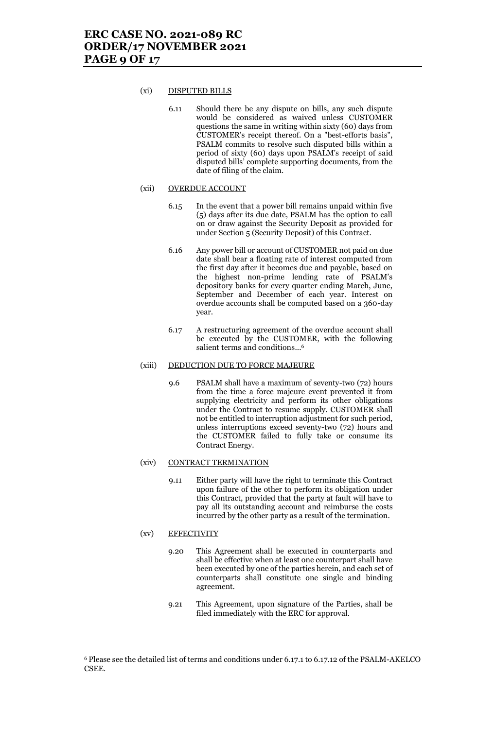(xi) DISPUTED BILLS

6.11 Should there be any dispute on bills, any such dispute would be considered as waived unless CUSTOMER questions the same in writing within sixty (60) days from CUSTOMER's receipt thereof. On a "best-efforts basis", PSALM commits to resolve such disputed bills within a period of sixty (60) days upon PSALM's receipt of said disputed bills' complete supporting documents, from the date of filing of the claim.

(xii) OVERDUE ACCOUNT

6.15 In the event that a power bill remains unpaid within five (5) days after its due date, PSALM has the option to call on or draw against the Security Deposit as provided for under Section 5 (Security Deposit) of this Contract.

6.16 Any power bill or account of CUSTOMER not paid on due date shall bear a floating rate of interest computed from the first day after it becomes due and payable, based on the highest non-prime lending rate of PSALM's depository banks for every quarter ending March, June, September and December of each year. Interest on overdue accounts shall be computed based on a 360-day year.

6.17 A restructuring agreement of the overdue account shall be executed by the CUSTOMER, with the following salient terms and conditions...[6]

(xiii) DEDUCTION DUE TO FORCE MAJEURE

9.6 PSALM shall have a maximum of seventy-two (72) hours from the time a force majeure event prevented it from supplying electricity and perform its other obligations under the Contract to resume supply. CUSTOMER shall not be entitled to interruption adjustment for such period, unless interruptions exceed seventy-two (72) hours and the CUSTOMER failed to fully take or consume its Contract Energy.

(xiv) CONTRACT TERMINATION

9.11 Either party will have the right to terminate this Contract upon failure of the other to perform its obligation under this Contract, provided that the party at fault will have to pay all its outstanding account and reimburse the costs incurred by the other party as a result of the termination.

(xv) EFFECTIVITY

9.20 This Agreement shall be executed in counterparts and shall be effective when at least one counterpart shall have been executed by one of the parties herein, and each set of counterparts shall constitute one single and binding agreement.

9.21 This Agreement, upon signature of the Parties, shall be filed immediately with the ERC for approval.

---

[6] Please see the detailed list of terms and conditions under 6.17.1 to 6.17.12 of the PSALM-AKELCO CSEE.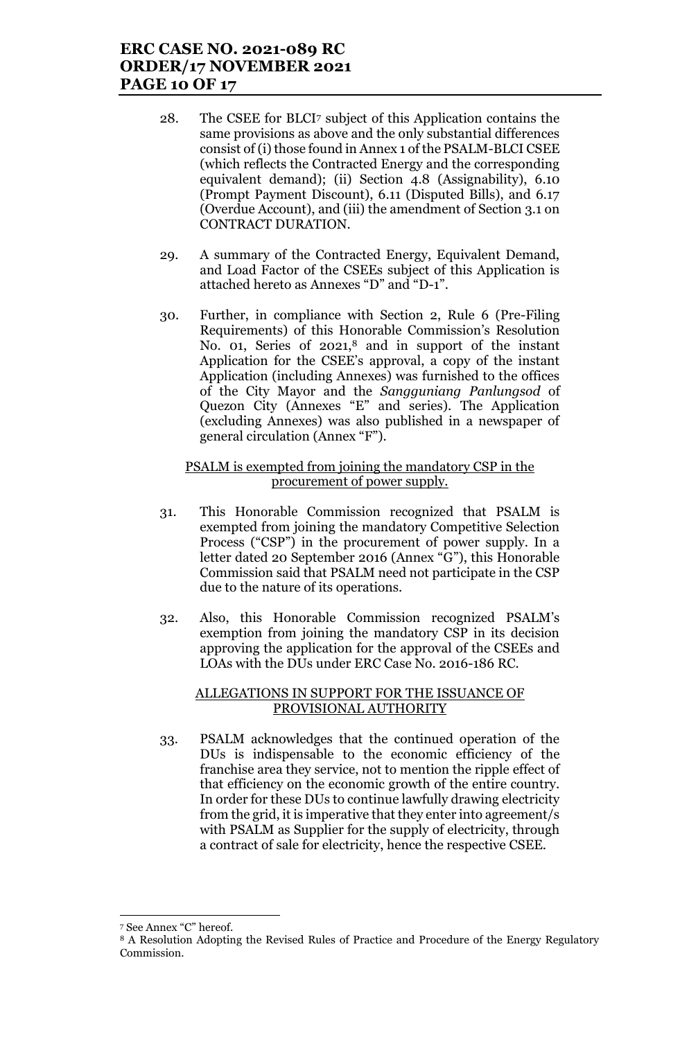28. The CSEE for BLCI[7] subject of this Application contains the same provisions as above and the only substantial differences consist of (i) those found in Annex 1 of the PSALM-BLCI CSEE (which reflects the Contracted Energy and the corresponding equivalent demand); (ii) Section 4.8 (Assignability), 6.10 (Prompt Payment Discount), 6.11 (Disputed Bills), and 6.17 (Overdue Account), and (iii) the amendment of Section 3.1 on CONTRACT DURATION.

29. A summary of the Contracted Energy, Equivalent Demand, and Load Factor of the CSEEs subject of this Application is attached hereto as Annexes "D" and "D-1".

30. Further, in compliance with Section 2, Rule 6 (Pre-Filing Requirements) of this Honorable Commission's Resolution No. 01, Series of 2021,[8] and in support of the instant Application for the CSEE's approval, a copy of the instant Application (including Annexes) was furnished to the offices of the City Mayor and the *Sangguniang Panlungsod* of Quezon City (Annexes "E" and series). The Application (excluding Annexes) was also published in a newspaper of general circulation (Annex "F").

<u>PSALM is exempted from joining the mandatory CSP in the procurement of power supply.</u>

31. This Honorable Commission recognized that PSALM is exempted from joining the mandatory Competitive Selection Process ("CSP") in the procurement of power supply. In a letter dated 20 September 2016 (Annex "G"), this Honorable Commission said that PSALM need not participate in the CSP due to the nature of its operations.

32. Also, this Honorable Commission recognized PSALM's exemption from joining the mandatory CSP in its decision approving the application for the approval of the CSEEs and LOAs with the DUs under ERC Case No. 2016-186 RC.

<u>ALLEGATIONS IN SUPPORT FOR THE ISSUANCE OF PROVISIONAL AUTHORITY</u>

33. PSALM acknowledges that the continued operation of the DUs is indispensable to the economic efficiency of the franchise area they service, not to mention the ripple effect of that efficiency on the economic growth of the entire country. In order for these DUs to continue lawfully drawing electricity from the grid, it is imperative that they enter into agreement/s with PSALM as Supplier for the supply of electricity, through a contract of sale for electricity, hence the respective CSEE.

---

[7] See Annex "C" hereof.

[8] A Resolution Adopting the Revised Rules of Practice and Procedure of the Energy Regulatory Commission.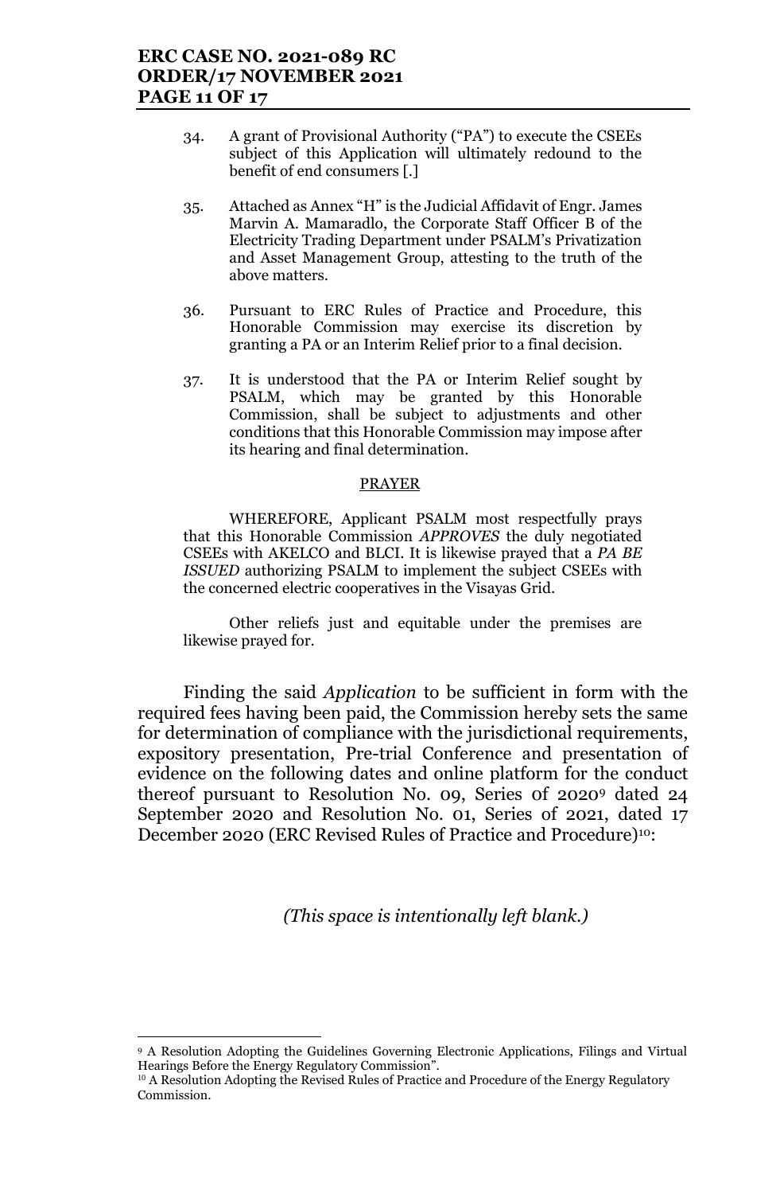34. A grant of Provisional Authority ("PA") to execute the CSEEs subject of this Application will ultimately redound to the benefit of end consumers [.]

35. Attached as Annex "H" is the Judicial Affidavit of Engr. James Marvin A. Mamaradlo, the Corporate Staff Officer B of the Electricity Trading Department under PSALM's Privatization and Asset Management Group, attesting to the truth of the above matters.

36. Pursuant to ERC Rules of Practice and Procedure, this Honorable Commission may exercise its discretion by granting a PA or an Interim Relief prior to a final decision.

37. It is understood that the PA or Interim Relief sought by PSALM, which may be granted by this Honorable Commission, shall be subject to adjustments and other conditions that this Honorable Commission may impose after its hearing and final determination.

PRAYER

WHEREFORE, Applicant PSALM most respectfully prays that this Honorable Commission *APPROVES* the duly negotiated CSEEs with AKELCO and BLCI. It is likewise prayed that a *PA BE ISSUED* authorizing PSALM to implement the subject CSEEs with the concerned electric cooperatives in the Visayas Grid.

Other reliefs just and equitable under the premises are likewise prayed for.

Finding the said *Application* to be sufficient in form with the required fees having been paid, the Commission hereby sets the same for determination of compliance with the jurisdictional requirements, expository presentation, Pre-trial Conference and presentation of evidence on the following dates and online platform for the conduct thereof pursuant to Resolution No. 09, Series of 2020[9] dated 24 September 2020 and Resolution No. 01, Series of 2021, dated 17 December 2020 (ERC Revised Rules of Practice and Procedure)[10]:

*(This space is intentionally left blank.)*

---

[9] A Resolution Adopting the Guidelines Governing Electronic Applications, Filings and Virtual Hearings Before the Energy Regulatory Commission".

[10] A Resolution Adopting the Revised Rules of Practice and Procedure of the Energy Regulatory Commission.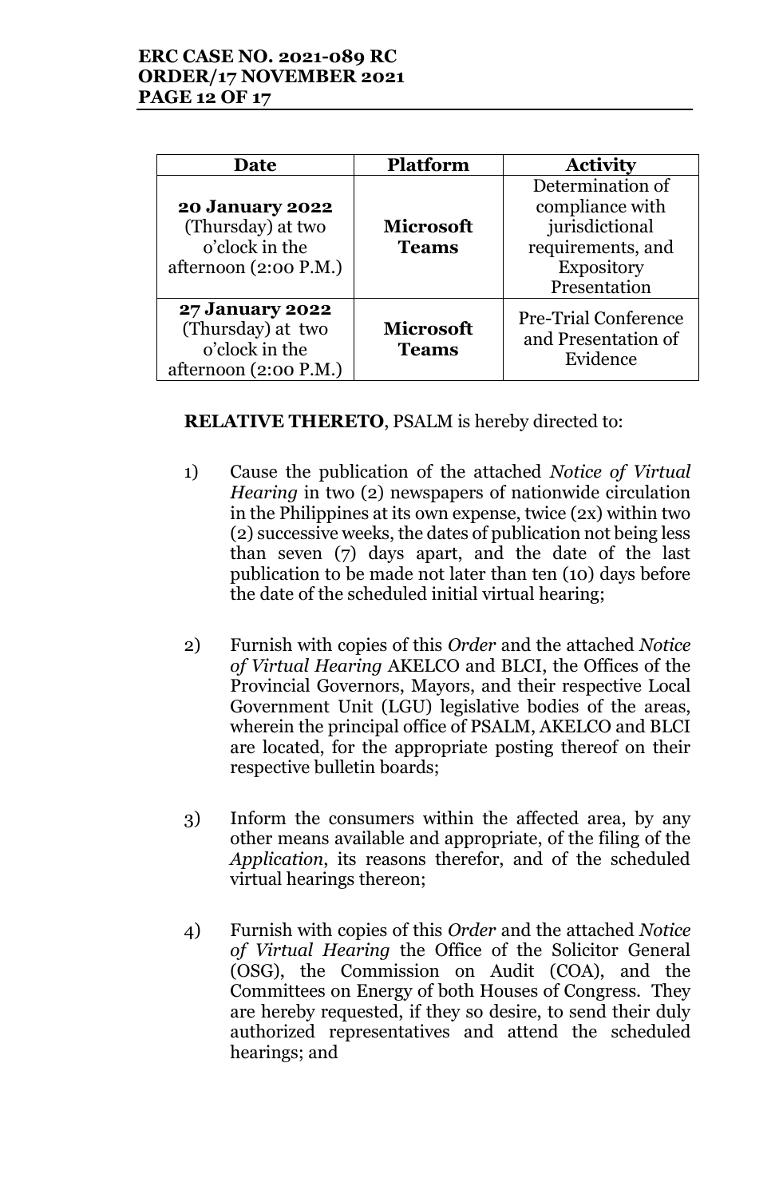| Date | Platform | Activity |
|---|---|---|
| **20 January 2022** (Thursday) at two o'clock in the afternoon (2:00 P.M.) | **Microsoft Teams** | Determination of compliance with jurisdictional requirements, and Expository Presentation |
| **27 January 2022** (Thursday) at two o'clock in the afternoon (2:00 P.M.) | **Microsoft Teams** | Pre-Trial Conference and Presentation of Evidence |

**RELATIVE THERETO**, PSALM is hereby directed to:

1) Cause the publication of the attached *Notice of Virtual Hearing* in two (2) newspapers of nationwide circulation in the Philippines at its own expense, twice (2x) within two (2) successive weeks, the dates of publication not being less than seven (7) days apart, and the date of the last publication to be made not later than ten (10) days before the date of the scheduled initial virtual hearing;

2) Furnish with copies of this *Order* and the attached *Notice of Virtual Hearing* AKELCO and BLCI, the Offices of the Provincial Governors, Mayors, and their respective Local Government Unit (LGU) legislative bodies of the areas, wherein the principal office of PSALM, AKELCO and BLCI are located, for the appropriate posting thereof on their respective bulletin boards;

3) Inform the consumers within the affected area, by any other means available and appropriate, of the filing of the *Application*, its reasons therefor, and of the scheduled virtual hearings thereon;

4) Furnish with copies of this *Order* and the attached *Notice of Virtual Hearing* the Office of the Solicitor General (OSG), the Commission on Audit (COA), and the Committees on Energy of both Houses of Congress. They are hereby requested, if they so desire, to send their duly authorized representatives and attend the scheduled hearings; and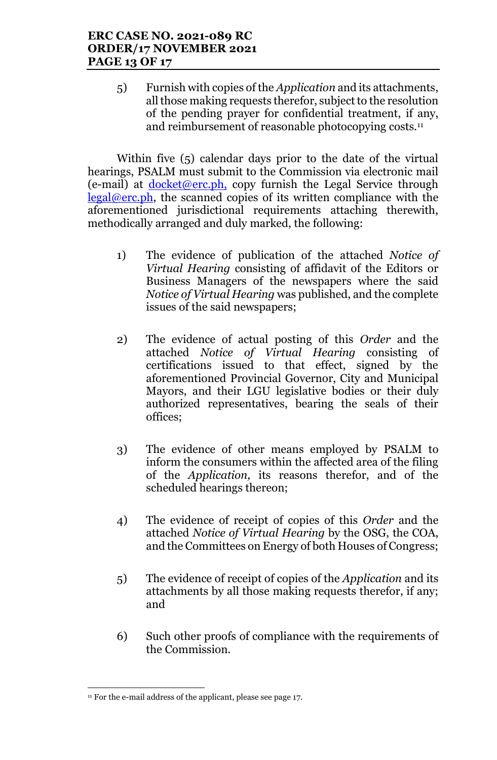5) Furnish with copies of the *Application* and its attachments, all those making requests therefor, subject to the resolution of the pending prayer for confidential treatment, if any, and reimbursement of reasonable photocopying costs.[11]

Within five (5) calendar days prior to the date of the virtual hearings, PSALM must submit to the Commission via electronic mail (e-mail) at docket@erc.ph, copy furnish the Legal Service through legal@erc.ph, the scanned copies of its written compliance with the aforementioned jurisdictional requirements attaching therewith, methodically arranged and duly marked, the following:

1) The evidence of publication of the attached *Notice of Virtual Hearing* consisting of affidavit of the Editors or Business Managers of the newspapers where the said *Notice of Virtual Hearing* was published, and the complete issues of the said newspapers;

2) The evidence of actual posting of this *Order* and the attached *Notice of Virtual Hearing* consisting of certifications issued to that effect, signed by the aforementioned Provincial Governor, City and Municipal Mayors, and their LGU legislative bodies or their duly authorized representatives, bearing the seals of their offices;

3) The evidence of other means employed by PSALM to inform the consumers within the affected area of the filing of the *Application,* its reasons therefor, and of the scheduled hearings thereon;

4) The evidence of receipt of copies of this *Order* and the attached *Notice of Virtual Hearing* by the OSG, the COA, and the Committees on Energy of both Houses of Congress;

5) The evidence of receipt of copies of the *Application* and its attachments by all those making requests therefor, if any; and

6) Such other proofs of compliance with the requirements of the Commission.

---

[11] For the e-mail address of the applicant, please see page 17.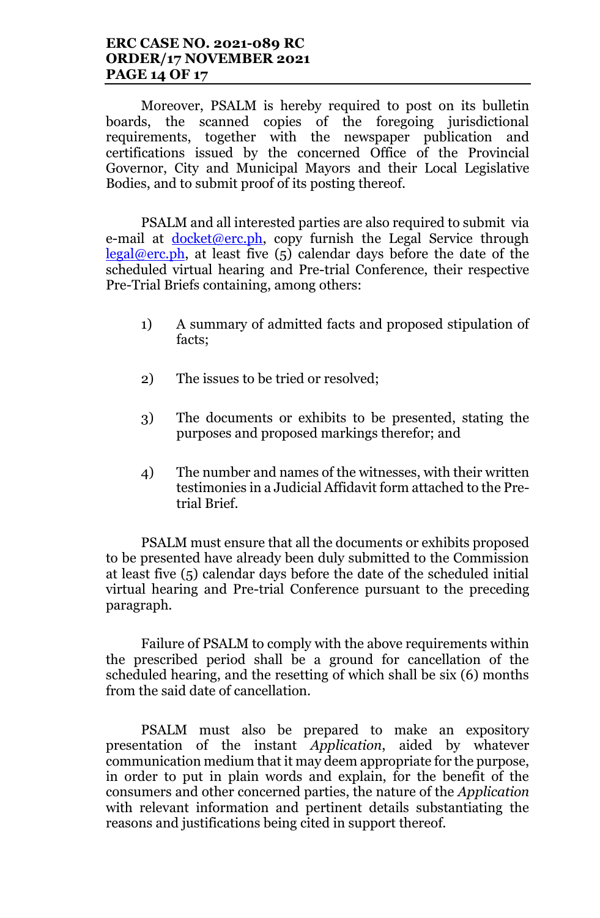Moreover, PSALM is hereby required to post on its bulletin boards, the scanned copies of the foregoing jurisdictional requirements, together with the newspaper publication and certifications issued by the concerned Office of the Provincial Governor, City and Municipal Mayors and their Local Legislative Bodies, and to submit proof of its posting thereof.

PSALM and all interested parties are also required to submit via e-mail at docket@erc.ph, copy furnish the Legal Service through legal@erc.ph, at least five (5) calendar days before the date of the scheduled virtual hearing and Pre-trial Conference, their respective Pre-Trial Briefs containing, among others:

1) A summary of admitted facts and proposed stipulation of facts;

2) The issues to be tried or resolved;

3) The documents or exhibits to be presented, stating the purposes and proposed markings therefor; and

4) The number and names of the witnesses, with their written testimonies in a Judicial Affidavit form attached to the Pre-trial Brief.

PSALM must ensure that all the documents or exhibits proposed to be presented have already been duly submitted to the Commission at least five (5) calendar days before the date of the scheduled initial virtual hearing and Pre-trial Conference pursuant to the preceding paragraph.

Failure of PSALM to comply with the above requirements within the prescribed period shall be a ground for cancellation of the scheduled hearing, and the resetting of which shall be six (6) months from the said date of cancellation.

PSALM must also be prepared to make an expository presentation of the instant *Application*, aided by whatever communication medium that it may deem appropriate for the purpose, in order to put in plain words and explain, for the benefit of the consumers and other concerned parties, the nature of the *Application* with relevant information and pertinent details substantiating the reasons and justifications being cited in support thereof.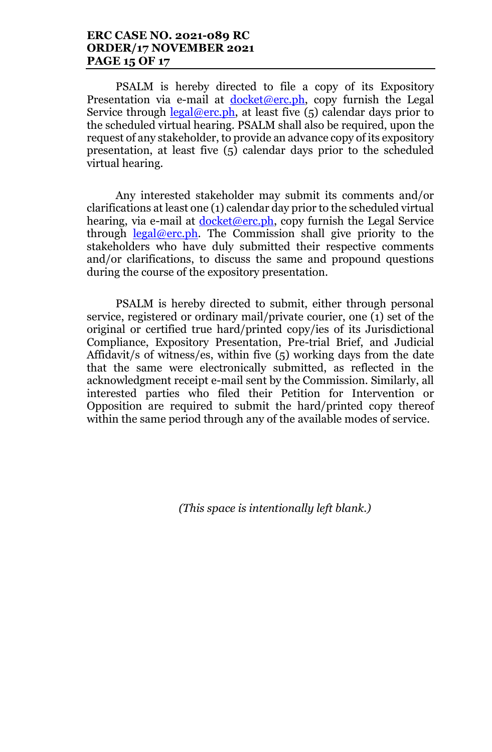PSALM is hereby directed to file a copy of its Expository Presentation via e-mail at docket@erc.ph, copy furnish the Legal Service through legal@erc.ph, at least five (5) calendar days prior to the scheduled virtual hearing. PSALM shall also be required, upon the request of any stakeholder, to provide an advance copy of its expository presentation, at least five (5) calendar days prior to the scheduled virtual hearing.

Any interested stakeholder may submit its comments and/or clarifications at least one (1) calendar day prior to the scheduled virtual hearing, via e-mail at docket@erc.ph, copy furnish the Legal Service through legal@erc.ph. The Commission shall give priority to the stakeholders who have duly submitted their respective comments and/or clarifications, to discuss the same and propound questions during the course of the expository presentation.

PSALM is hereby directed to submit, either through personal service, registered or ordinary mail/private courier, one (1) set of the original or certified true hard/printed copy/ies of its Jurisdictional Compliance, Expository Presentation, Pre-trial Brief, and Judicial Affidavit/s of witness/es, within five (5) working days from the date that the same were electronically submitted, as reflected in the acknowledgment receipt e-mail sent by the Commission. Similarly, all interested parties who filed their Petition for Intervention or Opposition are required to submit the hard/printed copy thereof within the same period through any of the available modes of service.

*(This space is intentionally left blank.)*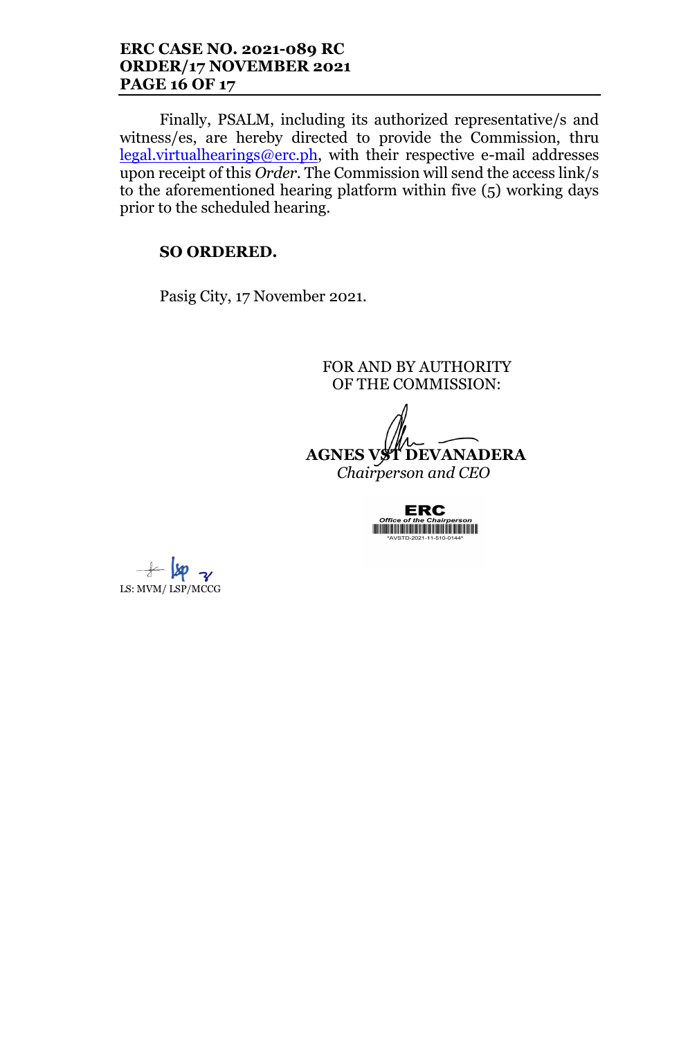Finally, PSALM, including its authorized representative/s and witness/es, are hereby directed to provide the Commission, thru legal.virtualhearings@erc.ph, with their respective e-mail addresses upon receipt of this *Order*. The Commission will send the access link/s to the aforementioned hearing platform within five (5) working days prior to the scheduled hearing.

**SO ORDERED.**

Pasig City, 17 November 2021.

FOR AND BY AUTHORITY
OF THE COMMISSION:

**AGNES VST DEVANADERA**
*Chairperson and CEO*

ERC
*Office of the Chairperson*
*AVSTD-2021-11-510-0144*

LS: MVM/ LSP/MCCG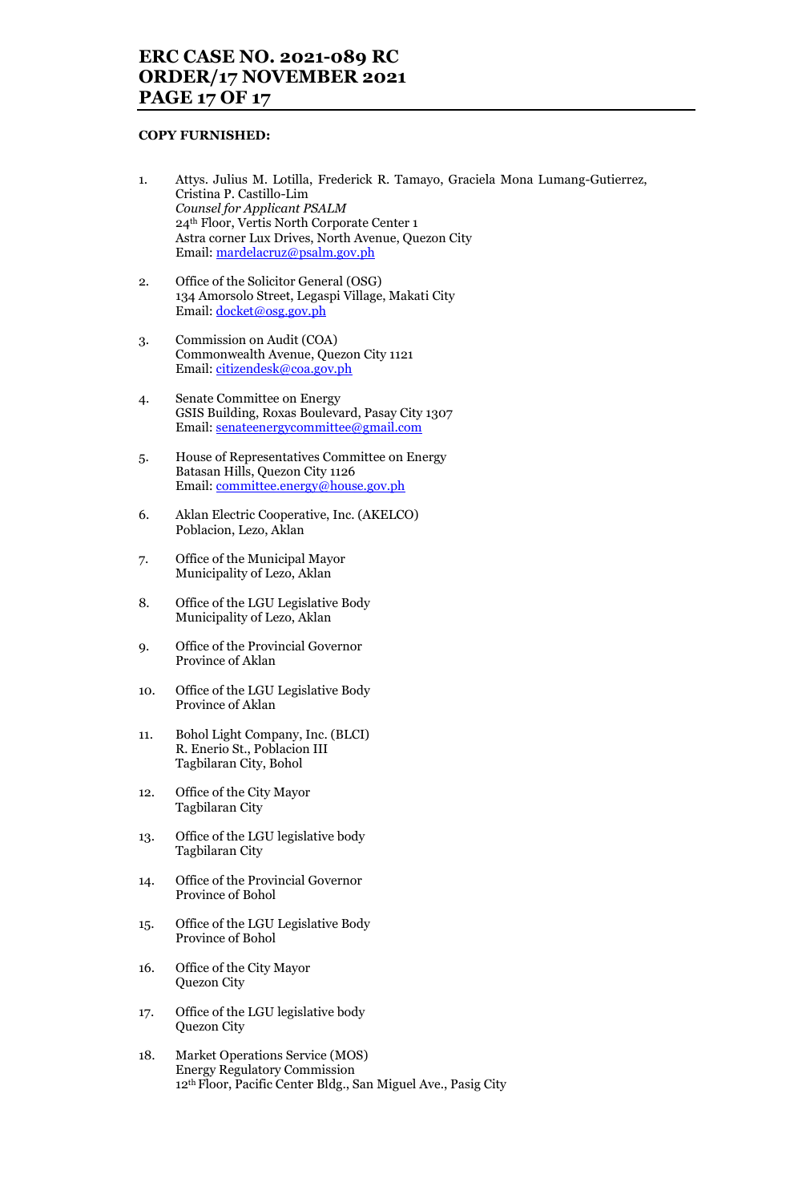**COPY FURNISHED:**

1. Attys. Julius M. Lotilla, Frederick R. Tamayo, Graciela Mona Lumang-Gutierrez, Cristina P. Castillo-Lim
   *Counsel for Applicant PSALM*
   24th Floor, Vertis North Corporate Center 1
   Astra corner Lux Drives, North Avenue, Quezon City
   Email: mardelacruz@psalm.gov.ph

2. Office of the Solicitor General (OSG)
   134 Amorsolo Street, Legaspi Village, Makati City
   Email: docket@osg.gov.ph

3. Commission on Audit (COA)
   Commonwealth Avenue, Quezon City 1121
   Email: citizendesk@coa.gov.ph

4. Senate Committee on Energy
   GSIS Building, Roxas Boulevard, Pasay City 1307
   Email: senateenergycommittee@gmail.com

5. House of Representatives Committee on Energy
   Batasan Hills, Quezon City 1126
   Email: committee.energy@house.gov.ph

6. Aklan Electric Cooperative, Inc. (AKELCO)
   Poblacion, Lezo, Aklan

7. Office of the Municipal Mayor
   Municipality of Lezo, Aklan

8. Office of the LGU Legislative Body
   Municipality of Lezo, Aklan

9. Office of the Provincial Governor
   Province of Aklan

10. Office of the LGU Legislative Body
    Province of Aklan

11. Bohol Light Company, Inc. (BLCI)
    R. Enerio St., Poblacion III
    Tagbilaran City, Bohol

12. Office of the City Mayor
    Tagbilaran City

13. Office of the LGU legislative body
    Tagbilaran City

14. Office of the Provincial Governor
    Province of Bohol

15. Office of the LGU Legislative Body
    Province of Bohol

16. Office of the City Mayor
    Quezon City

17. Office of the LGU legislative body
    Quezon City

18. Market Operations Service (MOS)
    Energy Regulatory Commission
    12th Floor, Pacific Center Bldg., San Miguel Ave., Pasig City